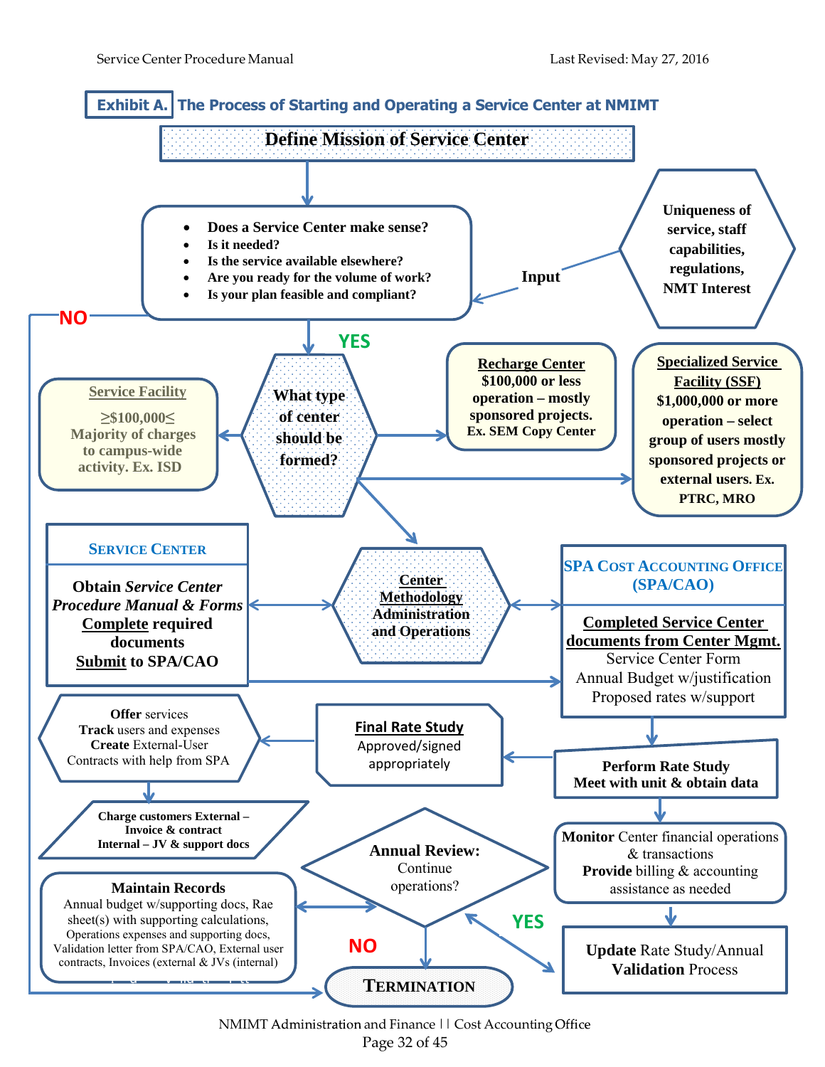# Exhibit A. The Process of Starting and Operating a Service Center at NMIMT

**Define Mission of Service Center**

- **Does a Service Center make sense?**
- **Is it needed?**
- **Is the service available elsewhere?**
- **Are you ready for the volume of work?**
- **Is your plan feasible and compliant?**

**Input**

**Uniqueness of service, staff capabilities, regulations, NMT Interest**

**NO**

**YES**

**What type of center should be formed?**

**Service Facility**
**≥$100,000≤**
**Majority of charges to campus-wide activity. Ex. ISD**

**Recharge Center**
**$100,000 or less operation – mostly sponsored projects.**
**Ex. SEM Copy Center**

**Specialized Service Facility (SSF)**
**$1,000,000 or more operation – select group of users mostly sponsored projects or external users. Ex. PTRC, MRO**

**SERVICE CENTER**

**Obtain *Service Center Procedure Manual & Forms***
**Complete required documents**
**Submit to SPA/CAO**

**Center Methodology Administration and Operations**

**SPA COST ACCOUNTING OFFICE (SPA/CAO)**

**Completed Service Center documents from Center Mgmt.**
Service Center Form
Annual Budget w/justification
Proposed rates w/support

**Perform Rate Study**
**Meet with unit & obtain data**

**Final Rate Study**
Approved/signed appropriately

**Offer** services
**Track** users and expenses
**Create** External-User Contracts with help from SPA

**Charge customers External – Invoice & contract**
**Internal – JV & support docs**

**Monitor** Center financial operations & transactions
**Provide** billing & accounting assistance as needed

**Maintain Records**
Annual budget w/supporting docs, Rae sheet(s) with supporting calculations, Operations expenses and supporting docs, Validation letter from SPA/CAO, External user contracts, Invoices (external & JVs (internal)

**Annual Review:**
Continue operations?

**YES**

**NO**

**Update** Rate Study/Annual **Validation** Process

**TERMINATION**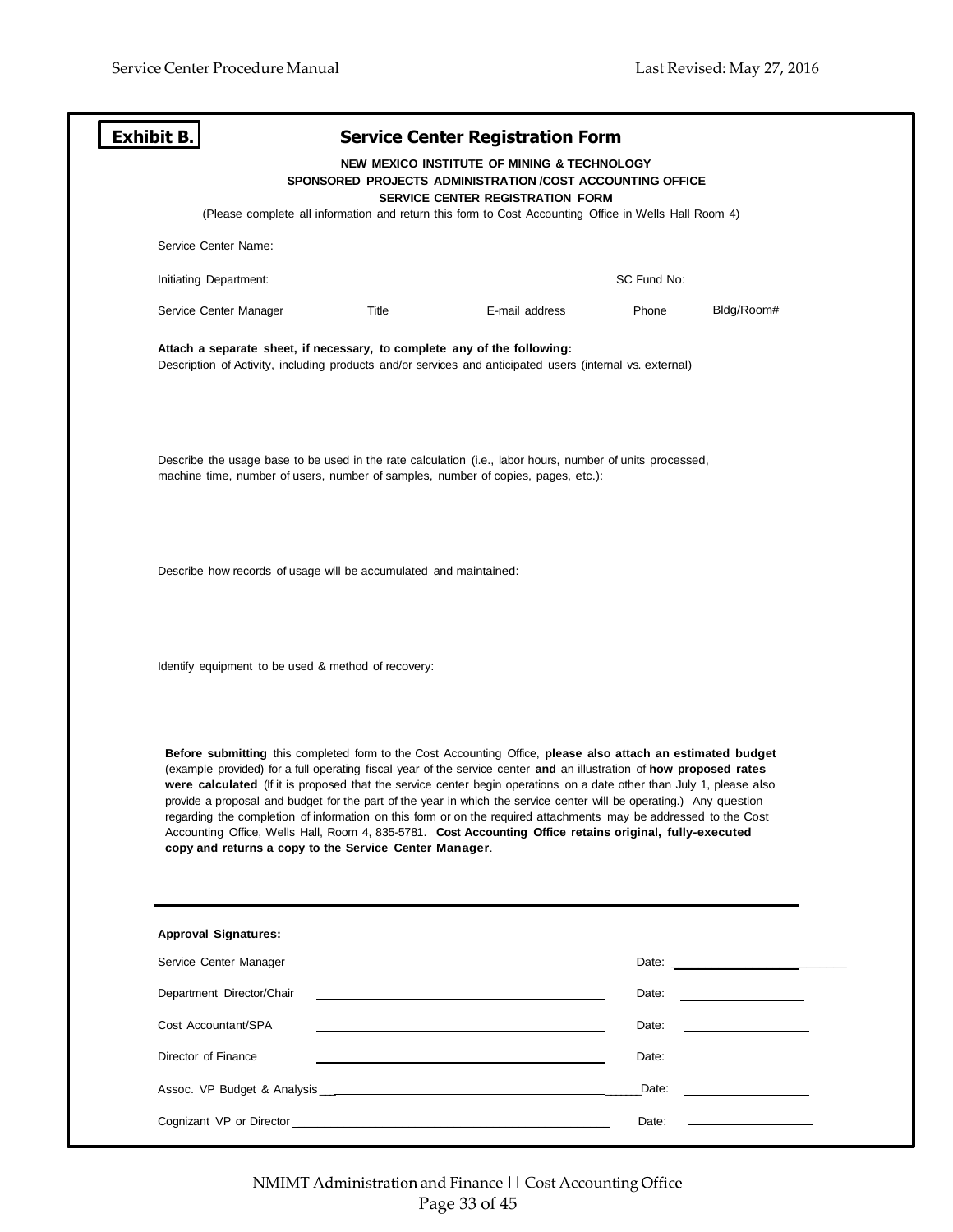**Exhibit B.**

## Service Center Registration Form

**NEW MEXICO INSTITUTE OF MINING & TECHNOLOGY**
**SPONSORED PROJECTS ADMINISTRATION /COST ACCOUNTING OFFICE**
**SERVICE CENTER REGISTRATION FORM**

(Please complete all information and return this form to Cost Accounting Office in Wells Hall Room 4)

Service Center Name:

Initiating Department: SC Fund No:

| Service Center Manager | Title | E-mail address | Phone | Bldg/Room# |
|---|---|---|---|---|

**Attach a separate sheet, if necessary, to complete any of the following:**

Description of Activity, including products and/or services and anticipated users (internal vs. external)

Describe the usage base to be used in the rate calculation (i.e., labor hours, number of units processed, machine time, number of users, number of samples, number of copies, pages, etc.):

Describe how records of usage will be accumulated and maintained:

Identify equipment to be used & method of recovery:

**Before submitting** this completed form to the Cost Accounting Office, **please also attach an estimated budget** (example provided) for a full operating fiscal year of the service center **and** an illustration of **how proposed rates were calculated** (If it is proposed that the service center begin operations on a date other than July 1, please also provide a proposal and budget for the part of the year in which the service center will be operating.) Any question regarding the completion of information on this form or on the required attachments may be addressed to the Cost Accounting Office, Wells Hall, Room 4, 835-5781. **Cost Accounting Office retains original, fully-executed copy and returns a copy to the Service Center Manager**.

**Approval Signatures:**

| | Signature | Date |
|---|---|---|
| Service Center Manager | | Date: |
| Department Director/Chair | | Date: |
| Cost Accountant/SPA | | Date: |
| Director of Finance | | Date: |
| Assoc. VP Budget & Analysis | | Date: |
| Cognizant VP or Director | | Date: |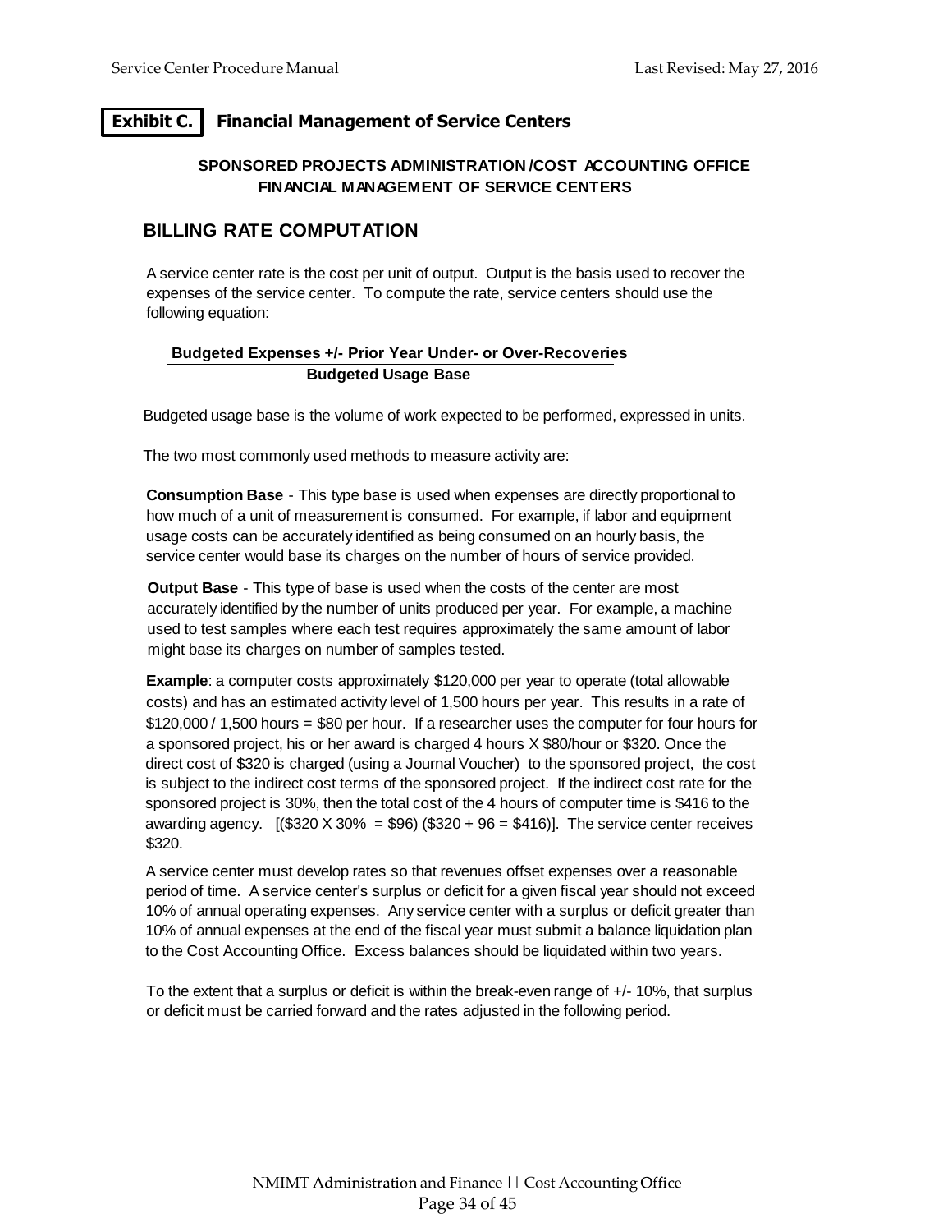## Exhibit C. Financial Management of Service Centers

**SPONSORED PROJECTS ADMINISTRATION /COST ACCOUNTING OFFICE**
**FINANCIAL MANAGEMENT OF SERVICE CENTERS**

### BILLING RATE COMPUTATION

A service center rate is the cost per unit of output. Output is the basis used to recover the expenses of the service center. To compute the rate, service centers should use the following equation:

$$\frac{\textbf{Budgeted Expenses +/- Prior Year Under- or Over-Recoveries}}{\textbf{Budgeted Usage Base}}$$

Budgeted usage base is the volume of work expected to be performed, expressed in units.

The two most commonly used methods to measure activity are:

**Consumption Base** - This type base is used when expenses are directly proportional to how much of a unit of measurement is consumed. For example, if labor and equipment usage costs can be accurately identified as being consumed on an hourly basis, the service center would base its charges on the number of hours of service provided.

**Output Base** - This type of base is used when the costs of the center are most accurately identified by the number of units produced per year. For example, a machine used to test samples where each test requires approximately the same amount of labor might base its charges on number of samples tested.

**Example**: a computer costs approximately $120,000 per year to operate (total allowable costs) and has an estimated activity level of 1,500 hours per year. This results in a rate of $120,000 / 1,500 hours = $80 per hour. If a researcher uses the computer for four hours for a sponsored project, his or her award is charged 4 hours X $80/hour or $320. Once the direct cost of $320 is charged (using a Journal Voucher) to the sponsored project, the cost is subject to the indirect cost terms of the sponsored project. If the indirect cost rate for the sponsored project is 30%, then the total cost of the 4 hours of computer time is $416 to the awarding agency. [($320 X 30% = $96) ($320 + 96 = $416)]. The service center receives $320.

A service center must develop rates so that revenues offset expenses over a reasonable period of time. A service center's surplus or deficit for a given fiscal year should not exceed 10% of annual operating expenses. Any service center with a surplus or deficit greater than 10% of annual expenses at the end of the fiscal year must submit a balance liquidation plan to the Cost Accounting Office. Excess balances should be liquidated within two years.

To the extent that a surplus or deficit is within the break-even range of +/- 10%, that surplus or deficit must be carried forward and the rates adjusted in the following period.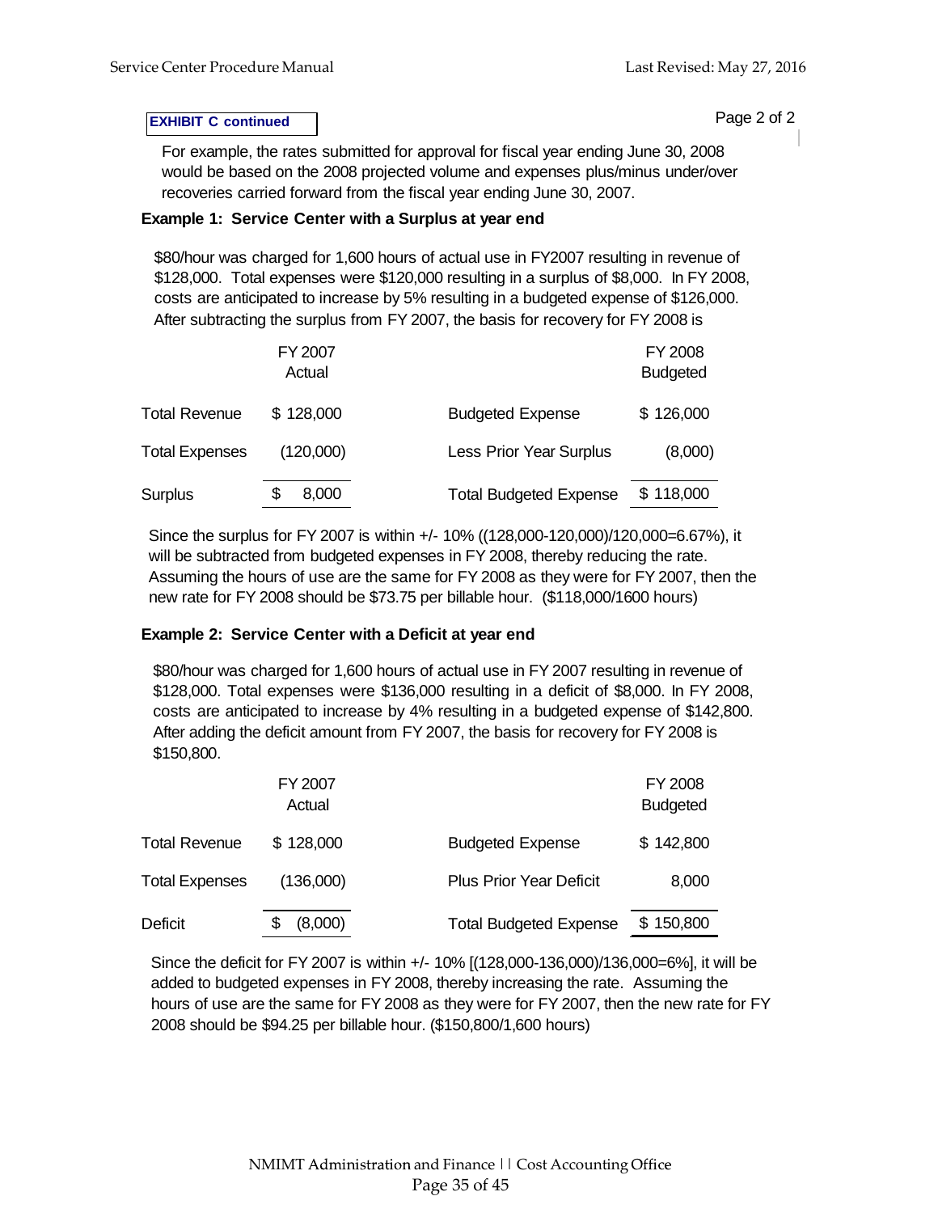**EXHIBIT C continued**

For example, the rates submitted for approval for fiscal year ending June 30, 2008 would be based on the 2008 projected volume and expenses plus/minus under/over recoveries carried forward from the fiscal year ending June 30, 2007.

**Example 1: Service Center with a Surplus at year end**

\$80/hour was charged for 1,600 hours of actual use in FY2007 resulting in revenue of \$128,000. Total expenses were \$120,000 resulting in a surplus of \$8,000. In FY 2008, costs are anticipated to increase by 5% resulting in a budgeted expense of \$126,000. After subtracting the surplus from FY 2007, the basis for recovery for FY 2008 is

| | FY 2007 Actual | | FY 2008 Budgeted |
|---|---|---|---|
| Total Revenue | \$ 128,000 | Budgeted Expense | \$ 126,000 |
| Total Expenses | (120,000) | Less Prior Year Surplus | (8,000) |
| Surplus | \$ 8,000 | Total Budgeted Expense | \$ 118,000 |

Since the surplus for FY 2007 is within +/- 10% ((128,000-120,000)/120,000=6.67%), it will be subtracted from budgeted expenses in FY 2008, thereby reducing the rate. Assuming the hours of use are the same for FY 2008 as they were for FY 2007, then the new rate for FY 2008 should be \$73.75 per billable hour. (\$118,000/1600 hours)

**Example 2: Service Center with a Deficit at year end**

\$80/hour was charged for 1,600 hours of actual use in FY 2007 resulting in revenue of \$128,000. Total expenses were \$136,000 resulting in a deficit of \$8,000. In FY 2008, costs are anticipated to increase by 4% resulting in a budgeted expense of \$142,800. After adding the deficit amount from FY 2007, the basis for recovery for FY 2008 is \$150,800.

| | FY 2007 Actual | | FY 2008 Budgeted |
|---|---|---|---|
| Total Revenue | \$ 128,000 | Budgeted Expense | \$ 142,800 |
| Total Expenses | (136,000) | Plus Prior Year Deficit | 8,000 |
| Deficit | \$ (8,000) | Total Budgeted Expense | \$ 150,800 |

Since the deficit for FY 2007 is within +/- 10% [(128,000-136,000)/136,000=6%], it will be added to budgeted expenses in FY 2008, thereby increasing the rate. Assuming the hours of use are the same for FY 2008 as they were for FY 2007, then the new rate for FY 2008 should be \$94.25 per billable hour. (\$150,800/1,600 hours)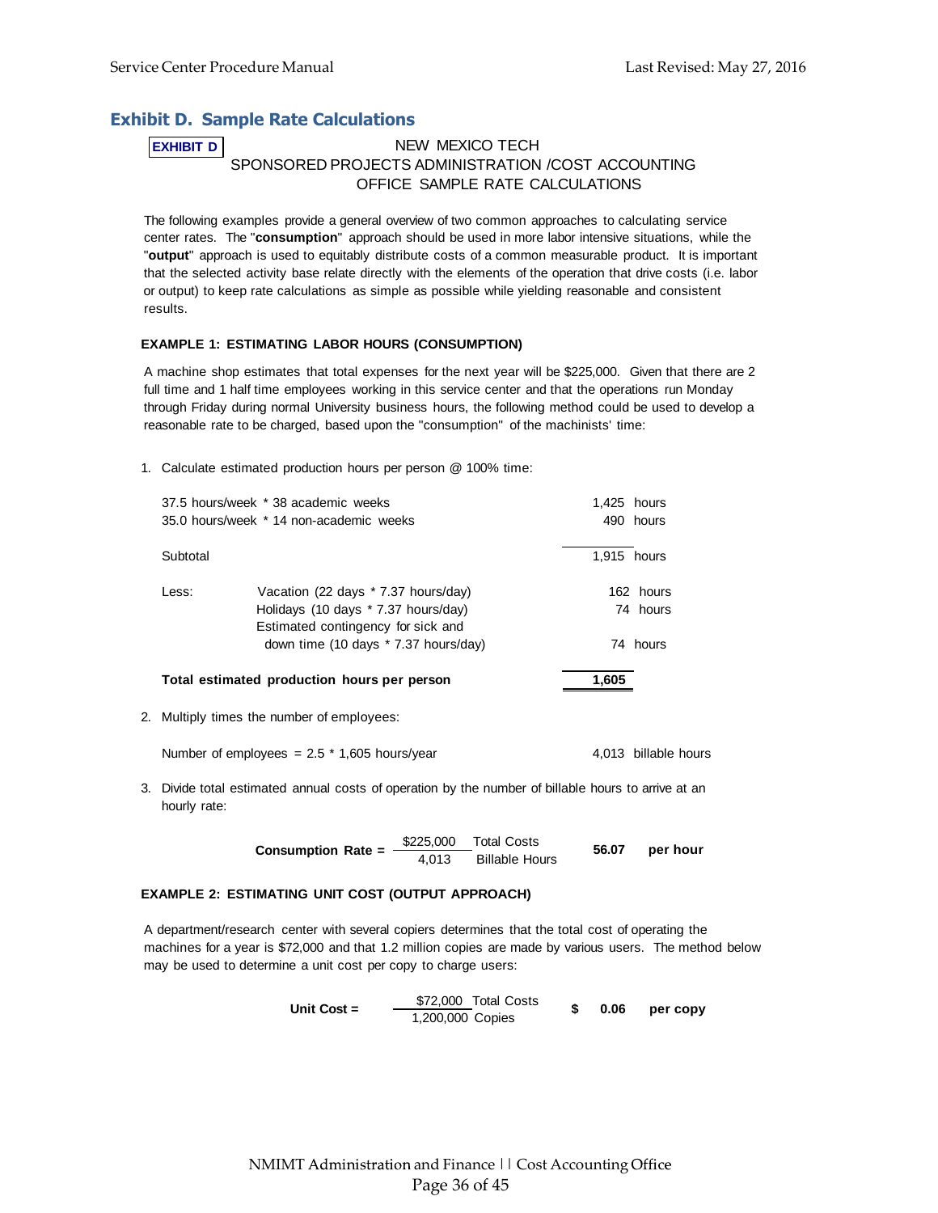## Exhibit D. Sample Rate Calculations

**EXHIBIT D**

NEW MEXICO TECH
SPONSORED PROJECTS ADMINISTRATION /COST ACCOUNTING
OFFICE SAMPLE RATE CALCULATIONS

The following examples provide a general overview of two common approaches to calculating service center rates. The "**consumption**" approach should be used in more labor intensive situations, while the "**output**" approach is used to equitably distribute costs of a common measurable product. It is important that the selected activity base relate directly with the elements of the operation that drive costs (i.e. labor or output) to keep rate calculations as simple as possible while yielding reasonable and consistent results.

**EXAMPLE 1: ESTIMATING LABOR HOURS (CONSUMPTION)**

A machine shop estimates that total expenses for the next year will be $225,000. Given that there are 2 full time and 1 half time employees working in this service center and that the operations run Monday through Friday during normal University business hours, the following method could be used to develop a reasonable rate to be charged, based upon the "consumption" of the machinists' time:

1. Calculate estimated production hours per person @ 100% time:

| | | | |
|---|---|---|---|
| 37.5 hours/week * 38 academic weeks | | 1,425 | hours |
| 35.0 hours/week * 14 non-academic weeks | | 490 | hours |
| Subtotal | | 1,915 | hours |
| Less: | Vacation (22 days * 7.37 hours/day) | 162 | hours |
| | Holidays (10 days * 7.37 hours/day) | 74 | hours |
| | Estimated contingency for sick and down time (10 days * 7.37 hours/day) | 74 | hours |
| **Total estimated production hours per person** | | **1,605** | |

2. Multiply times the number of employees:

   Number of employees = 2.5 * 1,605 hours/year — 4,013 billable hours

3. Divide total estimated annual costs of operation by the number of billable hours to arrive at an hourly rate:

$$\textbf{Consumption Rate} = \frac{\$225{,}000 \text{ Total Costs}}{4{,}013 \text{ Billable Hours}} \quad \textbf{56.07 per hour}$$

**EXAMPLE 2: ESTIMATING UNIT COST (OUTPUT APPROACH)**

A department/research center with several copiers determines that the total cost of operating the machines for a year is $72,000 and that 1.2 million copies are made by various users. The method below may be used to determine a unit cost per copy to charge users:

$$\textbf{Unit Cost} = \frac{\$72{,}000 \text{ Total Costs}}{1{,}200{,}000 \text{ Copies}} \quad \textbf{\$ 0.06 per copy}$$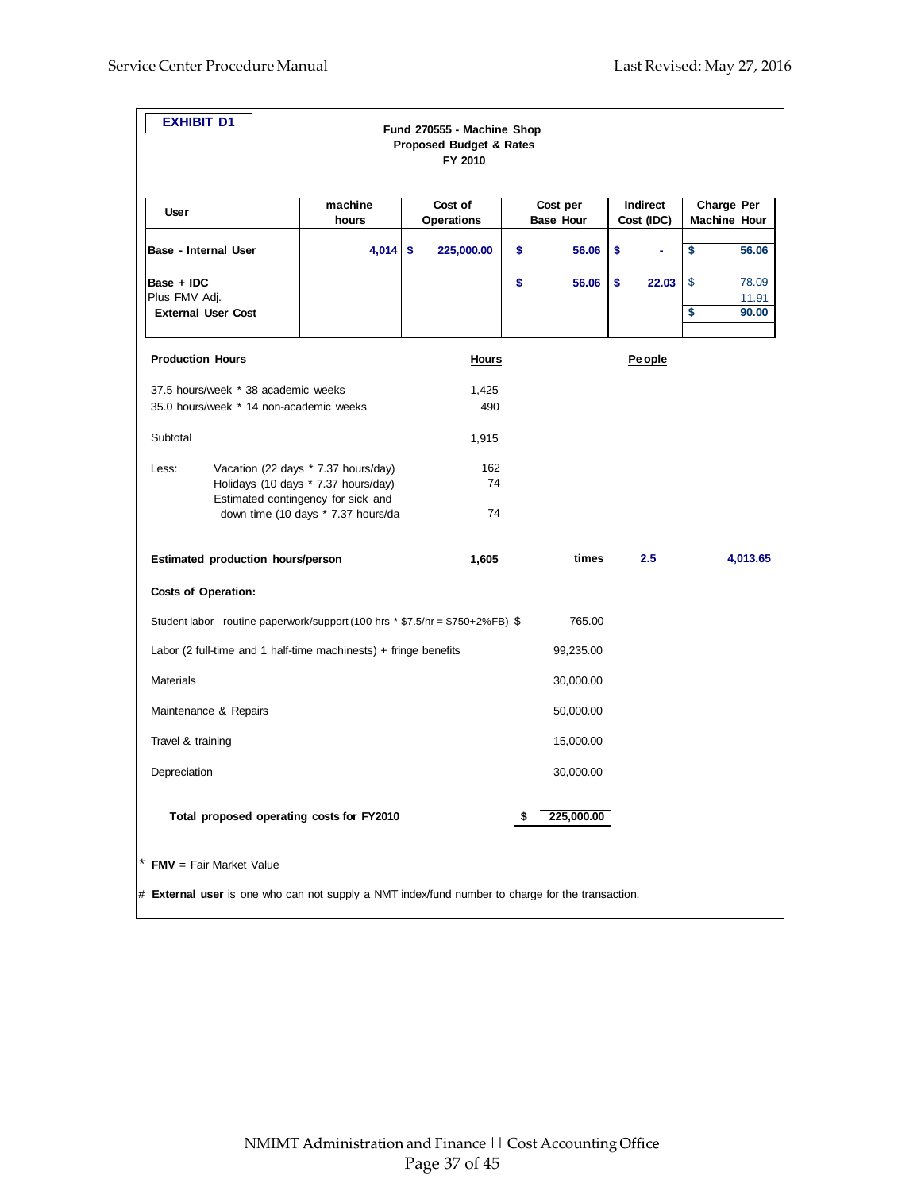**EXHIBIT D1**

**Fund 270555 - Machine Shop**
**Proposed Budget & Rates**
**FY 2010**

| User | machine hours | Cost of Operations | Cost per Base Hour | Indirect Cost (IDC) | Charge Per Machine Hour |
|---|---|---|---|---|---|
| **Base - Internal User** | **4,014** | **$ 225,000.00** | **$ 56.06** | **$ -** | **$ 56.06** |
| **Base + IDC** | | | **$ 56.06** | **$ 22.03** | $ 78.09 |
| Plus FMV Adj. | | | | | 11.91 |
| **External User Cost** | | | | | **$ 90.00** |

| **Production Hours** | **Hours** | | **People** | |
|---|---|---|---|---|
| 37.5 hours/week * 38 academic weeks | 1,425 | | | |
| 35.0 hours/week * 14 non-academic weeks | 490 | | | |
| Subtotal | 1,915 | | | |
| Less: Vacation (22 days * 7.37 hours/day) | 162 | | | |
| Holidays (10 days * 7.37 hours/day) | 74 | | | |
| Estimated contingency for sick and down time (10 days * 7.37 hours/da | 74 | | | |
| **Estimated production hours/person** | **1,605** | **times** | **2.5** | **4,013.65** |

**Costs of Operation:**

| | |
|---|---|
| Student labor - routine paperwork/support (100 hrs * $7.5/hr = $750+2%FB) $ | 765.00 |
| Labor (2 full-time and 1 half-time machinests) + fringe benefits | 99,235.00 |
| Materials | 30,000.00 |
| Maintenance & Repairs | 50,000.00 |
| Travel & training | 15,000.00 |
| Depreciation | 30,000.00 |
| **Total proposed operating costs for FY2010** | **$ 225,000.00** |

\* **FMV** = Fair Market Value

\# **External user** is one who can not supply a NMT index/fund number to charge for the transaction.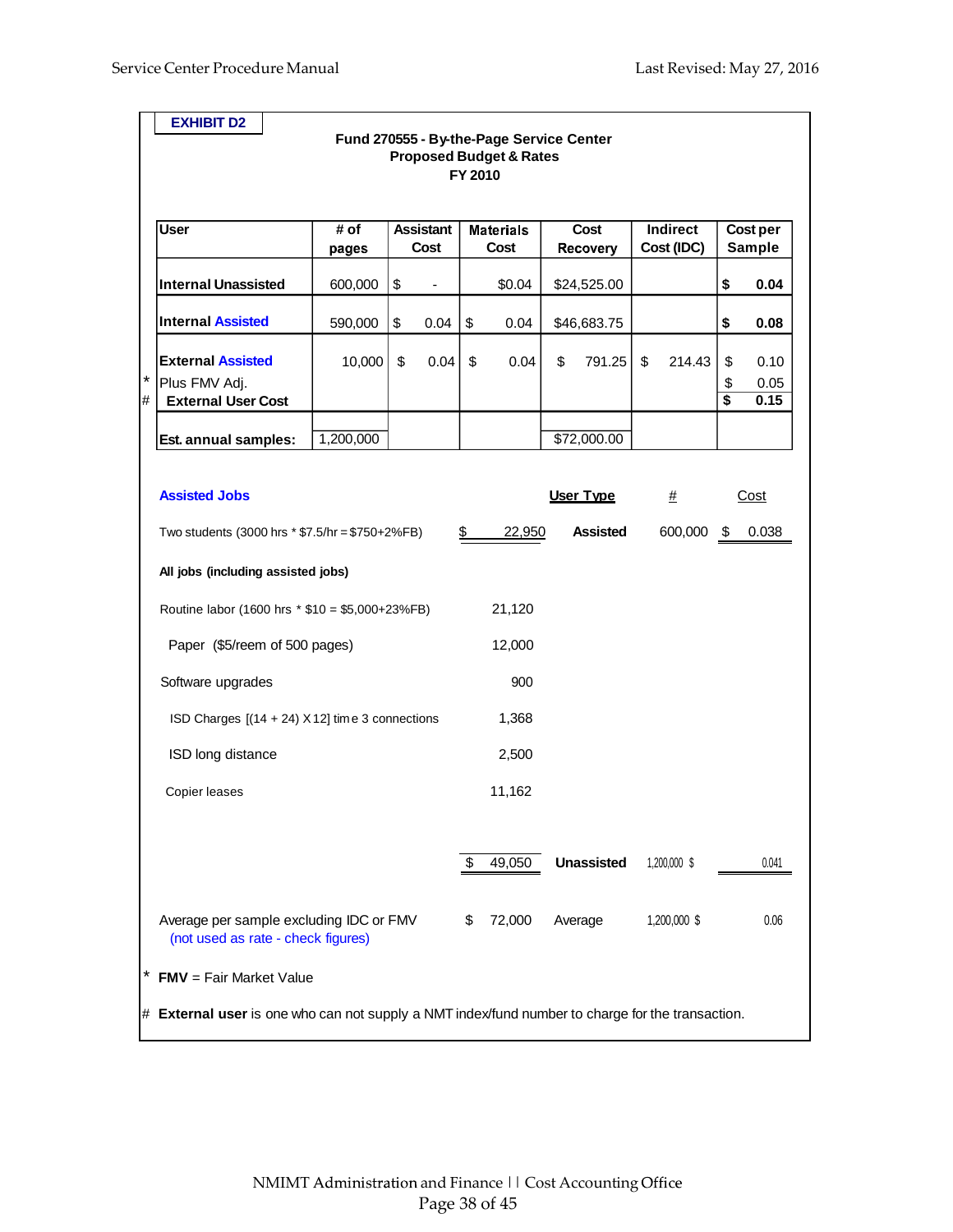**EXHIBIT D2**

**Fund 270555 - By-the-Page Service Center**
**Proposed Budget & Rates**
**FY 2010**

| User | # of pages | Assistant Cost | Materials Cost | Cost Recovery | Indirect Cost (IDC) | Cost per Sample |
|---|---|---|---|---|---|---|
| **Internal Unassisted** | 600,000 | $ - | $0.04 | $24,525.00 | | **$ 0.04** |
| **Internal Assisted** | 590,000 | $ 0.04 | $ 0.04 | $46,683.75 | | **$ 0.08** |
| **External Assisted** | 10,000 | $ 0.04 | $ 0.04 | $ 791.25 | $ 214.43 | $ 0.10 |
| * Plus FMV Adj. | | | | | | $ 0.05 |
| # **External User Cost** | | | | | | **$ 0.15** |
| **Est. annual samples:** | 1,200,000 | | | $72,000.00 | | |

| **Assisted Jobs** | | **User Type** | **#** | **Cost** |
|---|---|---|---|---|
| Two students (3000 hrs * $7.5/hr = $750+2%FB) | $ 22,950 | **Assisted** | 600,000 | $ 0.038 |
| **All jobs (including assisted jobs)** | | | | |
| Routine labor (1600 hrs * $10 = $5,000+23%FB) | 21,120 | | | |
| Paper ($5/reem of 500 pages) | 12,000 | | | |
| Software upgrades | 900 | | | |
| ISD Charges [(14 + 24) X 12] time 3 connections | 1,368 | | | |
| ISD long distance | 2,500 | | | |
| Copier leases | 11,162 | | | |
| | $ 49,050 | **Unassisted** | 1,200,000 | $ 0.041 |
| Average per sample excluding IDC or FMV (not used as rate - check figures) | $ 72,000 | Average | 1,200,000 | $ 0.06 |

\* **FMV** = Fair Market Value

\# **External user** is one who can not supply a NMT index/fund number to charge for the transaction.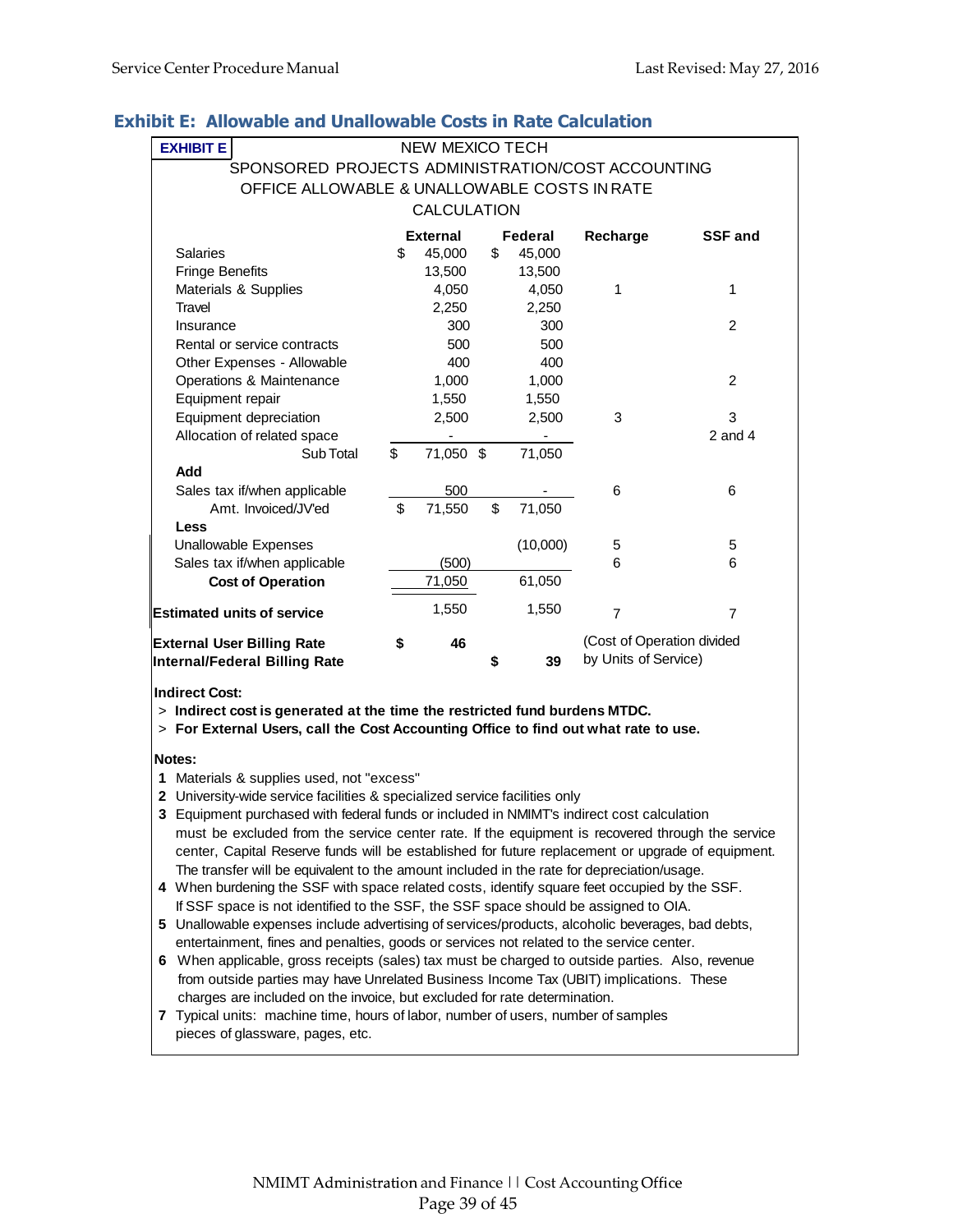## Exhibit E: Allowable and Unallowable Costs in Rate Calculation

**EXHIBIT E**

NEW MEXICO TECH

SPONSORED PROJECTS ADMINISTRATION/COST ACCOUNTING OFFICE ALLOWABLE & UNALLOWABLE COSTS IN RATE CALCULATION

| | External | Federal | Recharge | SSF and |
|---|---|---|---|---|
| Salaries | $ 45,000 | $ 45,000 | | |
| Fringe Benefits | 13,500 | 13,500 | | |
| Materials & Supplies | 4,050 | 4,050 | 1 | 1 |
| Travel | 2,250 | 2,250 | | |
| Insurance | 300 | 300 | | 2 |
| Rental or service contracts | 500 | 500 | | |
| Other Expenses - Allowable | 400 | 400 | | |
| Operations & Maintenance | 1,000 | 1,000 | | 2 |
| Equipment repair | 1,550 | 1,550 | | |
| Equipment depreciation | 2,500 | 2,500 | 3 | 3 |
| Allocation of related space | - | - | | 2 and 4 |
| Sub Total | $ 71,050 | $ 71,050 | | |
| **Add** | | | | |
| Sales tax if/when applicable | 500 | - | 6 | 6 |
| Amt. Invoiced/JV'ed | $ 71,550 | $ 71,050 | | |
| **Less** | | | | |
| Unallowable Expenses | | (10,000) | 5 | 5 |
| Sales tax if/when applicable | (500) | | 6 | 6 |
| **Cost of Operation** | 71,050 | 61,050 | | |
| **Estimated units of service** | 1,550 | 1,550 | 7 | 7 |
| **External User Billing Rate** | $ 46 | | (Cost of Operation divided by Units of Service) | |
| **Internal/Federal Billing Rate** | | $ 39 | | |

**Indirect Cost:**

> **Indirect cost is generated at the time the restricted fund burdens MTDC.**

> **For External Users, call the Cost Accounting Office to find out what rate to use.**

**Notes:**

1. Materials & supplies used, not "excess"
2. University-wide service facilities & specialized service facilities only
3. Equipment purchased with federal funds or included in NMIMT's indirect cost calculation must be excluded from the service center rate. If the equipment is recovered through the service center, Capital Reserve funds will be established for future replacement or upgrade of equipment. The transfer will be equivalent to the amount included in the rate for depreciation/usage.
4. When burdening the SSF with space related costs, identify square feet occupied by the SSF. If SSF space is not identified to the SSF, the SSF space should be assigned to OIA.
5. Unallowable expenses include advertising of services/products, alcoholic beverages, bad debts, entertainment, fines and penalties, goods or services not related to the service center.
6. When applicable, gross receipts (sales) tax must be charged to outside parties. Also, revenue from outside parties may have Unrelated Business Income Tax (UBIT) implications. These charges are included on the invoice, but excluded for rate determination.
7. Typical units: machine time, hours of labor, number of users, number of samples pieces of glassware, pages, etc.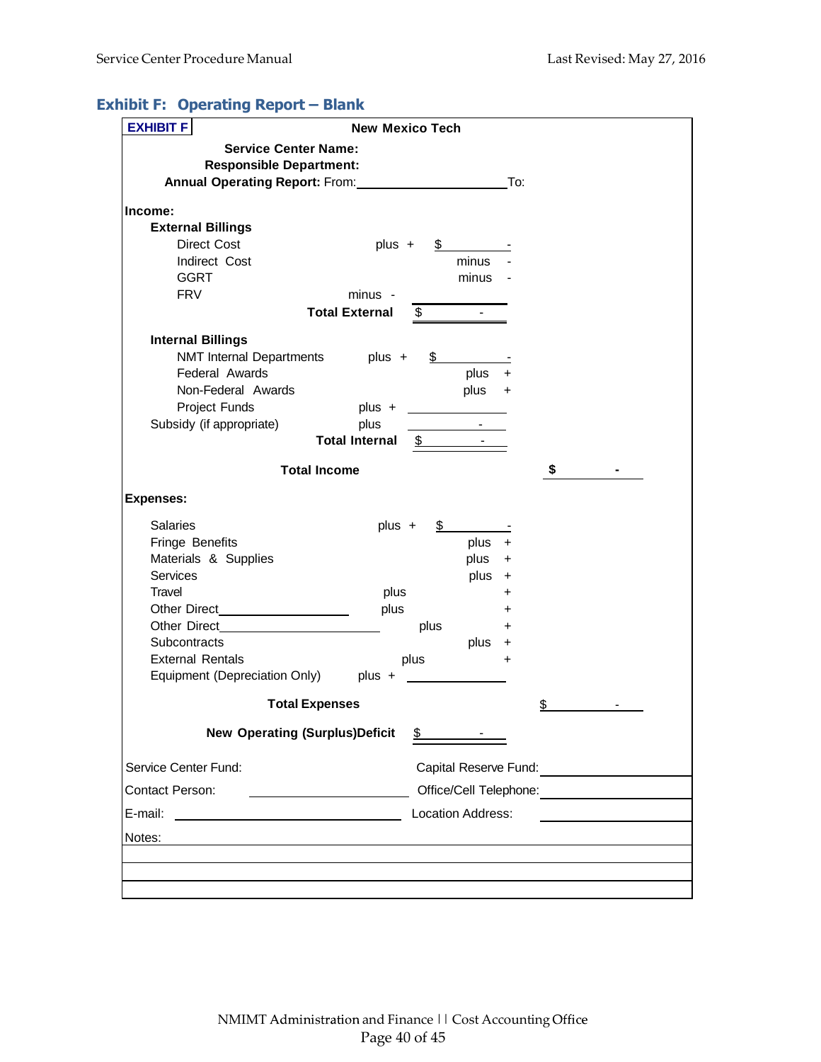## Exhibit F: Operating Report – Blank

**EXHIBIT F**

**New Mexico Tech**

**Service Center Name:**

**Responsible Department:**

**Annual Operating Report:** From:\_\_\_\_\_\_\_\_\_\_\_\_\_\_\_\_\_\_\_\_ To:

**Income:**

| | | | |
|---|---|---|---|
| **External Billings** | | | |
| Direct Cost | plus + | $ - | |
| Indirect Cost | minus | - | |
| GGRT | minus | - | |
| FRV | minus - | | |
| **Total External** | | $ - | |
| **Internal Billings** | | | |
| NMT Internal Departments | plus + | $ - | |
| Federal Awards | plus | + | |
| Non-Federal Awards | plus | + | |
| Project Funds | plus + | | |
| Subsidy (if appropriate) | plus | - | |
| **Total Internal** | | $ - | |
| **Total Income** | | | **$ -** |

**Expenses:**

| | | | |
|---|---|---|---|
| Salaries | plus + | $ - | |
| Fringe Benefits | plus | + | |
| Materials & Supplies | plus | + | |
| Services | plus | + | |
| Travel | plus | + | |
| Other Direct\_\_\_\_\_\_\_\_\_\_\_\_\_\_ | plus | + | |
| Other Direct\_\_\_\_\_\_\_\_\_\_\_\_\_\_ | plus | + | |
| Subcontracts | plus | + | |
| External Rentals | plus | + | |
| Equipment (Depreciation Only) | plus + | | |
| **Total Expenses** | | | $ - |
| **New Operating (Surplus)Deficit** | | $ - | |

Service Center Fund: Capital Reserve Fund:\_\_\_\_\_\_\_\_\_\_\_\_\_\_\_\_

Contact Person: \_\_\_\_\_\_\_\_\_\_\_\_\_\_\_\_\_\_ Office/Cell Telephone:\_\_\_\_\_\_\_\_\_\_\_\_\_\_\_\_

E-mail: \_\_\_\_\_\_\_\_\_\_\_\_\_\_\_\_\_\_\_\_\_\_\_\_ Location Address: \_\_\_\_\_\_\_\_\_\_\_\_\_\_\_\_

Notes: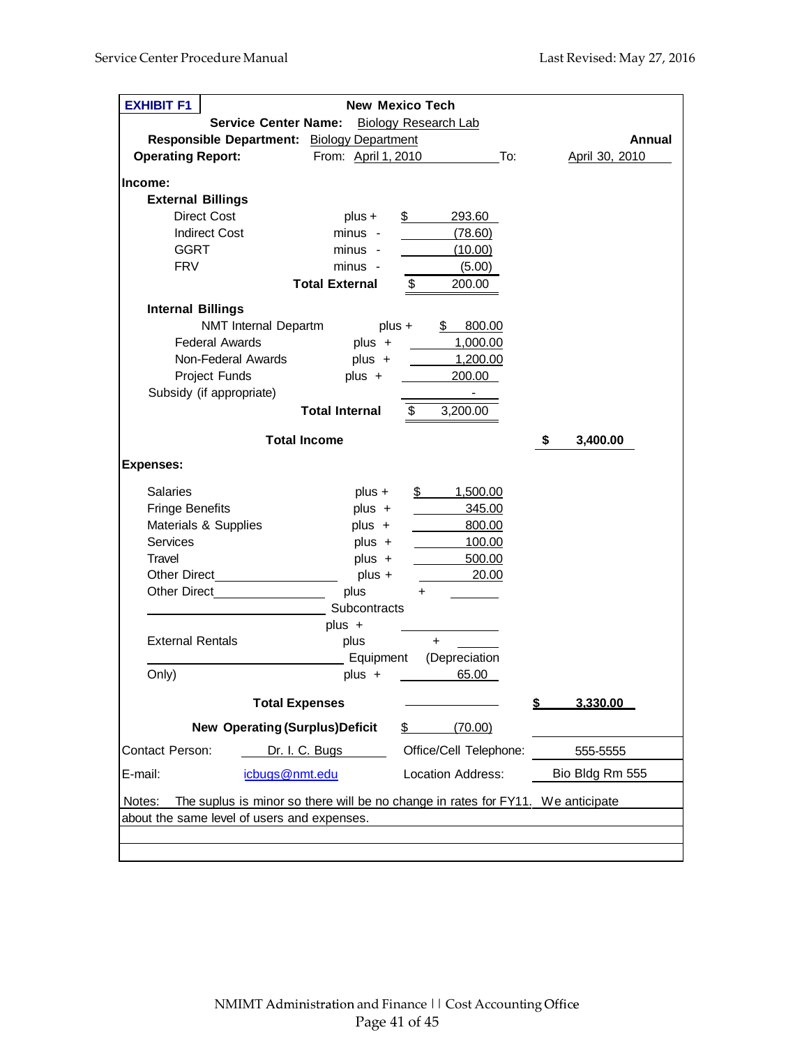**EXHIBIT F1**

**New Mexico Tech**

**Service Center Name:** Biology Research Lab

**Responsible Department:** Biology Department **Annual**

**Operating Report:** From: April 1, 2010 To: April 30, 2010

| | | | |
|---|---|---|---|
| **Income:** | | | |
| **External Billings** | | | |
| Direct Cost | plus + | $ 293.60 | |
| Indirect Cost | minus - | (78.60) | |
| GGRT | minus - | (10.00) | |
| FRV | minus - | (5.00) | |
| **Total External** | | $ 200.00 | |
| **Internal Billings** | | | |
| NMT Internal Departm | plus + | $ 800.00 | |
| Federal Awards | plus + | 1,000.00 | |
| Non-Federal Awards | plus + | 1,200.00 | |
| Project Funds | plus + | 200.00 | |
| Subsidy (if appropriate) | | - | |
| **Total Internal** | | $ 3,200.00 | |
| **Total Income** | | | **$ 3,400.00** |
| **Expenses:** | | | |
| Salaries | plus + | $ 1,500.00 | |
| Fringe Benefits | plus + | 345.00 | |
| Materials & Supplies | plus + | 800.00 | |
| Services | plus + | 100.00 | |
| Travel | plus + | 500.00 | |
| Other Direct | plus + | 20.00 | |
| Other Direct ______ Subcontracts | plus + | | |
| External Rentals | plus + | | |
| Equipment (Depreciation Only) | plus + | 65.00 | |
| **Total Expenses** | | | **$ 3,330.00** |
| **New Operating (Surplus)Deficit** | | $ (70.00) | |

| | | | |
|---|---|---|---|
| Contact Person: | Dr. I. C. Bugs | Office/Cell Telephone: | 555-5555 |
| E-mail: | icbugs@nmt.edu | Location Address: | Bio Bldg Rm 555 |

Notes: The suplus is minor so there will be no change in rates for FY11. We anticipate about the same level of users and expenses.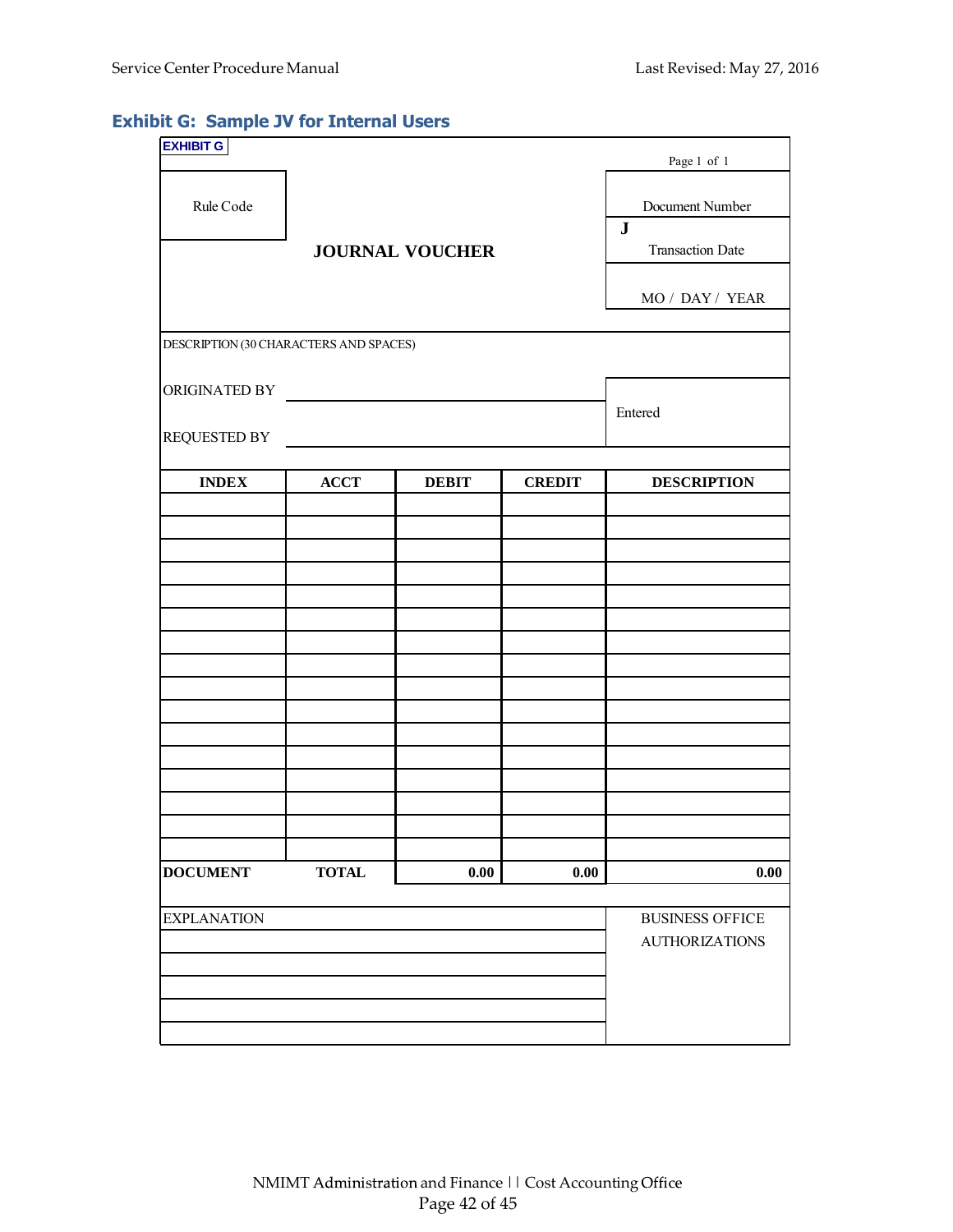## Exhibit G: Sample JV for Internal Users

EXHIBIT G

Page 1 of 1

| Rule Code | JOURNAL VOUCHER | Document Number |
|---|---|---|
| | | J |
| | | Transaction Date |
| | | MO / DAY / YEAR |

DESCRIPTION (30 CHARACTERS AND SPACES)

ORIGINATED BY ______________________

REQUESTED BY ______________________

Entered

| INDEX | ACCT | DEBIT | CREDIT | DESCRIPTION |
|---|---|---|---|---|
| | | | | |
| | | | | |
| | | | | |
| | | | | |
| | | | | |
| | | | | |
| | | | | |
| | | | | |
| | | | | |
| | | | | |
| | | | | |
| | | | | |
| | | | | |
| | | | | |
| | | | | |
| | | | | |
| **DOCUMENT** | **TOTAL** | **0.00** | **0.00** | **0.00** |

| EXPLANATION | BUSINESS OFFICE AUTHORIZATIONS |
|---|---|
| | |
| | |
| | |
| | |
| | |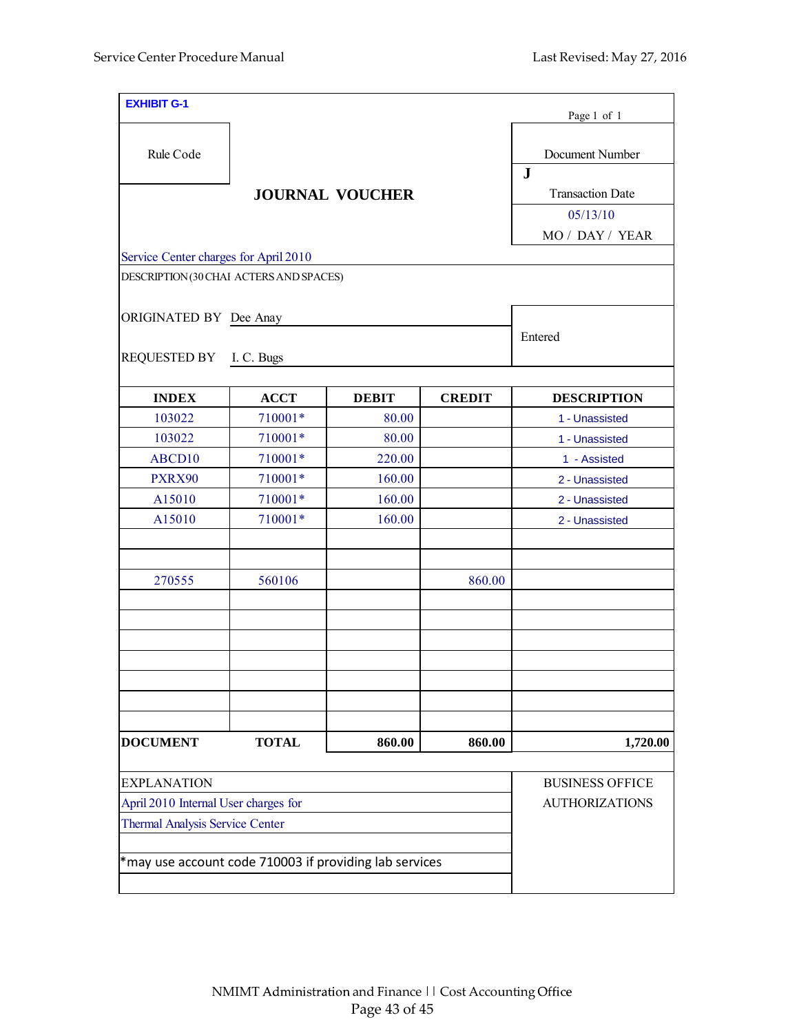**EXHIBIT G-1**

Page 1 of 1

| Rule Code | | Document Number |
|---|---|---|
| | **JOURNAL VOUCHER** | **J** |
| | | Transaction Date |
| | | 05/13/10 |
| | | MO / DAY / YEAR |

Service Center charges for April 2010

DESCRIPTION (30 CHAI ACTERS AND SPACES)

ORIGINATED BY Dee Anay

REQUESTED BY I. C. Bugs

Entered

| INDEX | ACCT | DEBIT | CREDIT | DESCRIPTION |
|---|---|---|---|---|
| 103022 | 710001* | 80.00 | | 1 - Unassisted |
| 103022 | 710001* | 80.00 | | 1 - Unassisted |
| ABCD10 | 710001* | 220.00 | | 1 - Assisted |
| PXRX90 | 710001* | 160.00 | | 2 - Unassisted |
| A15010 | 710001* | 160.00 | | 2 - Unassisted |
| A15010 | 710001* | 160.00 | | 2 - Unassisted |
| | | | | |
| | | | | |
| 270555 | 560106 | | 860.00 | |
| | | | | |
| | | | | |
| | | | | |
| | | | | |
| | | | | |
| | | | | |
| | | | | |
| **DOCUMENT** | **TOTAL** | **860.00** | **860.00** | **1,720.00** |

| EXPLANATION | BUSINESS OFFICE AUTHORIZATIONS |
|---|---|
| April 2010 Internal User charges for | |
| Thermal Analysis Service Center | |
| | |
| *may use account code 710003 if providing lab services | |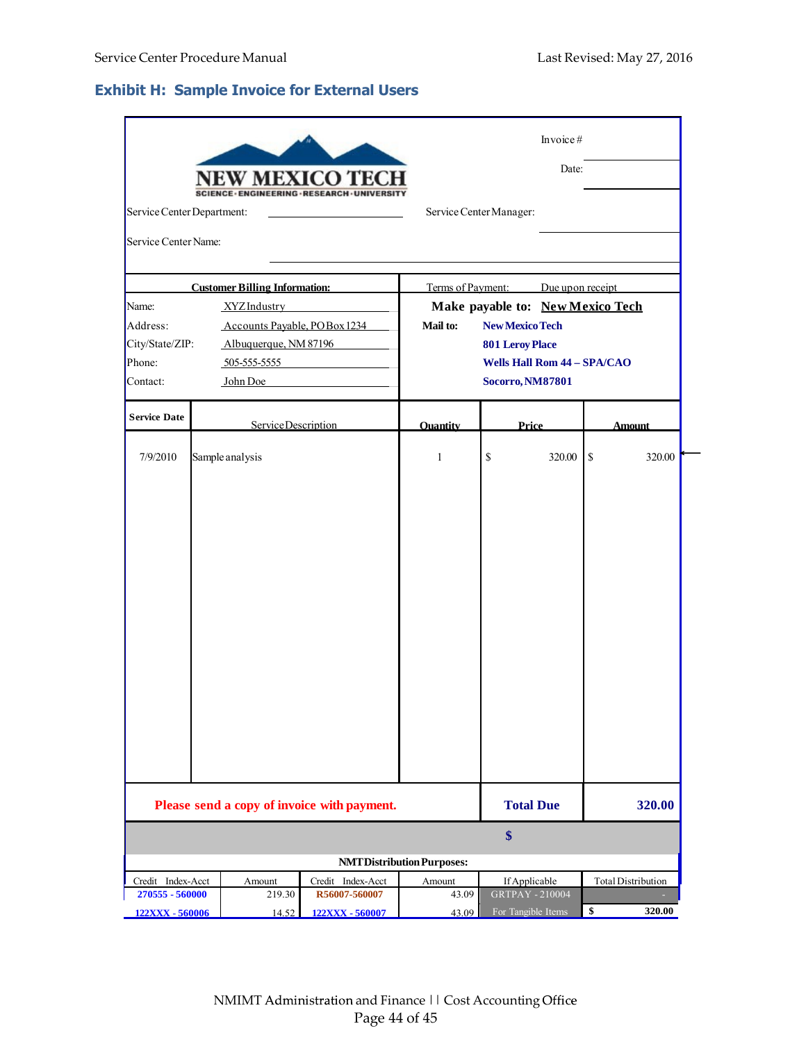## Exhibit H: Sample Invoice for External Users

**NEW MEXICO TECH**
SCIENCE · ENGINEERING · RESEARCH · UNIVERSITY

Invoice #: 

Date: 

Service Center Department: ______________ Service Center Manager: ______________

Service Center Name: ______________

| Customer Billing Information: | |
|---|---|
| Name: | XYZ Industry |
| Address: | Accounts Payable, PO Box 1234 |
| City/State/ZIP: | Albuquerque, NM 87196 |
| Phone: | 505-555-5555 |
| Contact: | John Doe |

Terms of Payment: Due upon receipt

**Make payable to: New Mexico Tech**

**Mail to:**
**New Mexico Tech**
**801 Leroy Place**
**Wells Hall Rom 44 – SPA/CAO**
**Socorro, NM87801**

| Service Date | Service Description | Quantity | Price | Amount |
|---|---|---|---|---|
| 7/9/2010 | Sample analysis | 1 | $ 320.00 | $ 320.00 |

**Please send a copy of invoice with payment.** **Total Due** **320.00**

**$**

**NMT Distribution Purposes:**

| Credit Index-Acct | Amount | Credit Index-Acct | Amount | If Applicable | Total Distribution |
|---|---|---|---|---|---|
| 270555 - 560000 | 219.30 | R56007-560007 | 43.09 | GRTPAY - 210004 | - |
| 122XXX - 560006 | 14.52 | 122XXX - 560007 | 43.09 | For Tangible Items | $ 320.00 |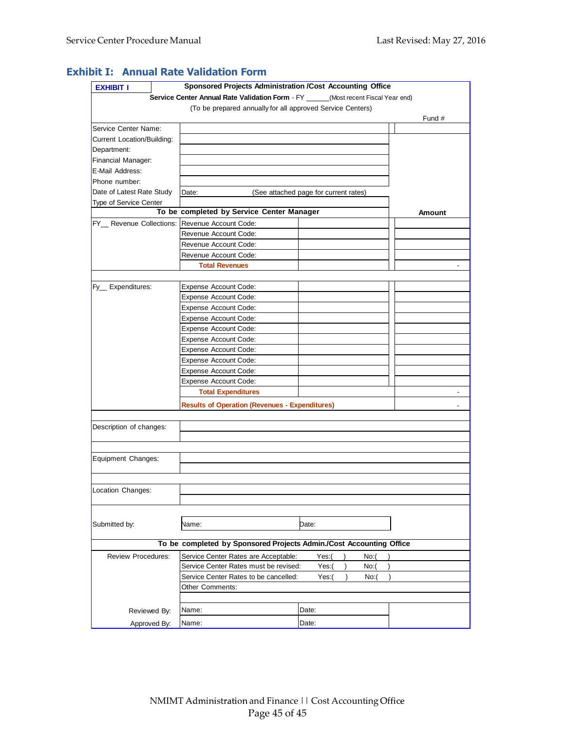## Exhibit I: Annual Rate Validation Form

| | | | |
|---|---|---|---|
| **EXHIBIT I** | **Sponsored Projects Administration /Cost Accounting Office** | | |
| | **Service Center Annual Rate Validation Form** - FY ______(Most recent Fiscal Year end) | | |
| | (To be prepared annually for all approved Service Centers) | | |
| | | | Fund # |
| Service Center Name: | | | |
| Current Location/Building: | | | |
| Department: | | | |
| Financial Manager: | | | |
| E-Mail Address: | | | |
| Phone number: | | | |
| Date of Latest Rate Study | Date: (See attached page for current rates) | | |
| Type of Service Center | | | |
| | **To be completed by Service Center Manager** | | **Amount** |
| FY__ Revenue Collections: | Revenue Account Code: | | |
| | Revenue Account Code: | | |
| | Revenue Account Code: | | |
| | Revenue Account Code: | | |
| | **Total Revenues** | | - |
| Fy__ Expenditures: | Expense Account Code: | | |
| | Expense Account Code: | | |
| | Expense Account Code: | | |
| | Expense Account Code: | | |
| | Expense Account Code: | | |
| | Expense Account Code: | | |
| | Expense Account Code: | | |
| | Expense Account Code: | | |
| | Expense Account Code: | | |
| | Expense Account Code: | | |
| | **Total Expenditures** | | - |
| | **Results of Operation (Revenues - Expenditures)** | | - |
| Description of changes: | | | |
| Equipment Changes: | | | |
| Location Changes: | | | |
| Submitted by: | Name: | Date: | |
| | **To be completed by Sponsored Projects Admin./Cost Accounting Office** | | |
| Review Procedures: | Service Center Rates are Acceptable: Yes:( ) No:( ) | | |
| | Service Center Rates must be revised: Yes:( ) No:( ) | | |
| | Service Center Rates to be cancelled: Yes:( ) No:( ) | | |
| | Other Comments: | | |
| Reviewed By: | Name: | Date: | |
| Approved By: | Name: | Date: | |

NMIMT Administration and Finance | | Cost Accounting Office